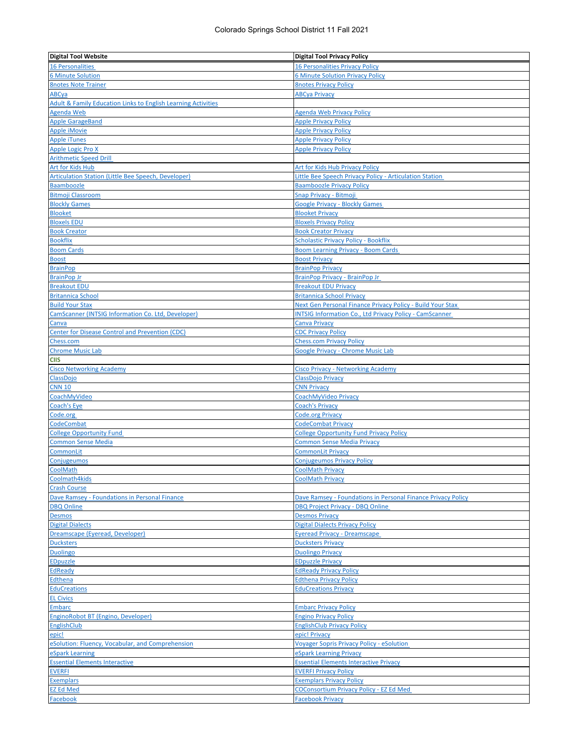# Colorado Springs School District 11 Fall 2021

| Digital Tool Website | Digital Tool Privacy Policy |
|---|---|
| 16 Personalities | 16 Personalities Privacy Policy |
| 6 Minute Solution | 6 Minute Solution Privacy Policy |
| 8notes Note Trainer | 8notes Privacy Policy |
| ABCya | ABCya Privacy |
| Adult & Family Education Links to English Learning Activities | |
| Agenda Web | Agenda Web Privacy Policy |
| Apple GarageBand | Apple Privacy Policy |
| Apple iMovie | Apple Privacy Policy |
| Apple iTunes | Apple Privacy Policy |
| Apple Logic Pro X | Apple Privacy Policy |
| Arithmetic Speed Drill | |
| Art for Kids Hub | Art for Kids Hub Privacy Policy |
| Articulation Station (Little Bee Speech, Developer) | Little Bee Speech Privacy Policy - Articulation Station |
| Baamboozle | Baamboozle Privacy Policy |
| Bitmoji Classroom | Snap Privacy - Bitmoji |
| Blockly Games | Google Privacy - Blockly Games |
| Blooket | Blooket Privacy |
| Bloxels EDU | Bloxels Privacy Policy |
| Book Creator | Book Creator Privacy |
| Bookflix | Scholastic Privacy Policy - Bookflix |
| Boom Cards | Boom Learning Privacy - Boom Cards |
| Boost | Boost Privacy |
| BrainPop | BrainPop Privacy |
| BrainPop Jr | BrainPop Privacy - BrainPop Jr |
| Breakout EDU | Breakout EDU Privacy |
| Britannica School | Britannica School Privacy |
| Build Your Stax | Next Gen Personal Finance Privacy Policy - Build Your Stax |
| CamScanner (INTSIG Information Co. Ltd, Developer) | INTSIG Information Co., Ltd Privacy Policy - CamScanner |
| Canva | Canva Privacy |
| Center for Disease Control and Prevention (CDC) | CDC Privacy Policy |
| Chess.com | Chess.com Privacy Policy |
| Chrome Music Lab | Google Privacy - Chrome Music Lab |
| CIIS | |
| Cisco Networking Academy | Cisco Privacy - Networking Academy |
| ClassDojo | ClassDojo Privacy |
| CNN 10 | CNN Privacy |
| CoachMyVideo | CoachMyVideo Privacy |
| Coach's Eye | Coach's Privacy |
| Code.org | Code.org Privacy |
| CodeCombat | CodeCombat Privacy |
| College Opportunity Fund | College Opportunity Fund Privacy Policy |
| Common Sense Media | Common Sense Media Privacy |
| CommonLit | CommonLit Privacy |
| Conjugeumos | Conjugeumos Privacy Policy |
| CoolMath | CoolMath Privacy |
| Coolmath4kids | CoolMath Privacy |
| Crash Course | |
| Dave Ramsey - Foundations in Personal Finance | Dave Ramsey - Foundations in Personal Finance Privacy Policy |
| DBQ Online | DBQ Project Privacy - DBQ Online |
| Desmos | Desmos Privacy |
| Digital Dialects | Digital Dialects Privacy Policy |
| Dreamscape (Eyeread, Developer) | Eyeread Privacy - Dreamscape |
| Ducksters | Ducksters Privacy |
| Duolingo | Duolingo Privacy |
| EDpuzzle | EDpuzzle Privacy |
| EdReady | EdReady Privacy Policy |
| Edthena | Edthena Privacy Policy |
| EduCreations | EduCreations Privacy |
| EL Civics | |
| Embarc | Embarc Privacy Policy |
| EnginoRobot BT (Engino, Developer) | Engino Privacy Policy |
| EnglishClub | EnglishClub Privacy Policy |
| epic! | epic! Privacy |
| eSolution: Fluency, Vocabulary, and Comprehension | Voyager Sopris Privacy Policy - eSolution |
| eSpark Learning | eSpark Learning Privacy |
| Essential Elements Interactive | Essential Elements Interactive Privacy |
| EVERFI | EVERFI Privacy Policy |
| Exemplars | Exemplars Privacy Policy |
| EZ Ed Med | COConsortium Privacy Policy - EZ Ed Med |
| Facebook | Facebook Privacy |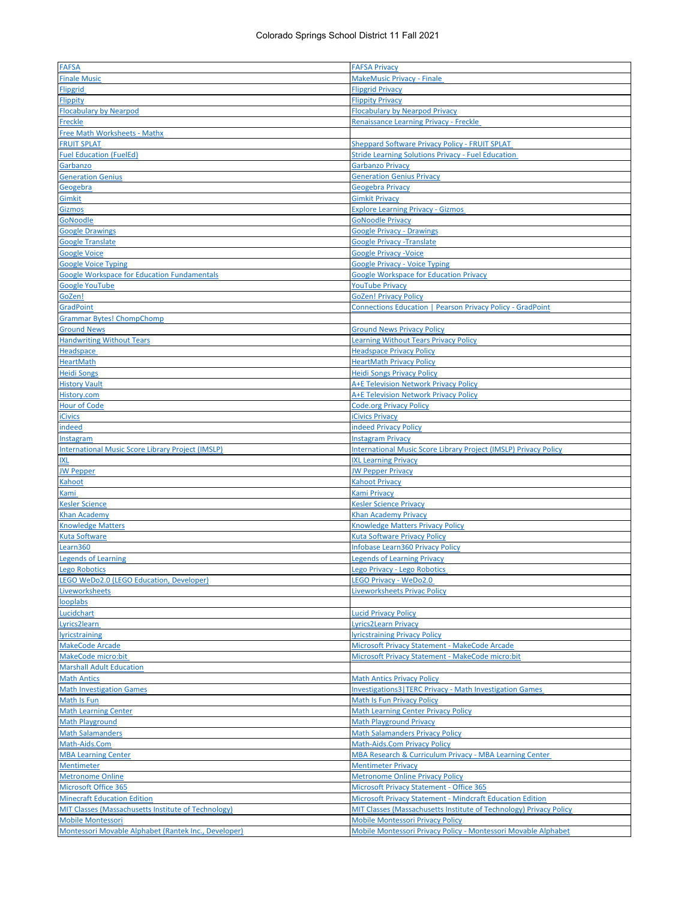| FAFSA | FAFSA Privacy |
|---|---|
| Finale Music | MakeMusic Privacy - Finale |
| Flipgrid | Flipgrid Privacy |
| Flippity | Flippity Privacy |
| Flocabulary by Nearpod | Flocabulary by Nearpod Privacy |
| Freckle | Renaissance Learning Privacy - Freckle |
| Free Math Worksheets - Mathx | |
| FRUIT SPLAT | Sheppard Software Privacy Policy - FRUIT SPLAT |
| Fuel Education (FuelEd) | Stride Learning Solutions Privacy - Fuel Education |
| Garbanzo | Garbanzo Privacy |
| Generation Genius | Generation Genius Privacy |
| Geogebra | Geogebra Privacy |
| Gimkit | Gimkit Privacy |
| Gizmos | Explore Learning Privacy - Gizmos |
| GoNoodle | GoNoodle Privacy |
| Google Drawings | Google Privacy - Drawings |
| Google Translate | Google Privacy -Translate |
| Google Voice | Google Privacy -Voice |
| Google Voice Typing | Google Privacy - Voice Typing |
| Google Workspace for Education Fundamentals | Google Workspace for Education Privacy |
| Google YouTube | YouTube Privacy |
| GoZen! | GoZen! Privacy Policy |
| GradPoint | Connections Education \| Pearson Privacy Policy - GradPoint |
| Grammar Bytes! ChompChomp | |
| Ground News | Ground News Privacy Policy |
| Handwriting Without Tears | Learning Without Tears Privacy Policy |
| Headspace | Headspace Privacy Policy |
| HeartMath | HeartMath Privacy Policy |
| Heidi Songs | Heidi Songs Privacy Policy |
| History Vault | A+E Television Network Privacy Policy |
| History.com | A+E Television Network Privacy Policy |
| Hour of Code | Code.org Privacy Policy |
| iCivics | iCivics Privacy |
| indeed | indeed Privacy Policy |
| Instagram | Instagram Privacy |
| International Music Score Library Project (IMSLP) | International Music Score Library Project (IMSLP) Privacy Policy |
| IXL | IXL Learning Privacy |
| JW Pepper | JW Pepper Privacy |
| Kahoot | Kahoot Privacy |
| Kami | Kami Privacy |
| Kesler Science | Kesler Science Privacy |
| Khan Academy | Khan Academy Privacy |
| Knowledge Matters | Knowledge Matters Privacy Policy |
| Kuta Software | Kuta Software Privacy Policy |
| Learn360 | Infobase Learn360 Privacy Policy |
| Legends of Learning | Legends of Learning Privacy |
| Lego Robotics | Lego Privacy - Lego Robotics |
| LEGO WeDo2.0 (LEGO Education, Developer) | LEGO Privacy - WeDo2.0 |
| Liveworksheets | Liveworksheets Privac Policy |
| looplabs | |
| Lucidchart | Lucid Privacy Policy |
| Lyrics2learn | Lyrics2Learn Privacy |
| lyricstraining | lyricstraining Privacy Policy |
| MakeCode Arcade | Microsoft Privacy Statement - MakeCode Arcade |
| MakeCode micro:bit | Microsoft Privacy Statement - MakeCode micro:bit |
| Marshall Adult Education | |
| Math Antics | Math Antics Privacy Policy |
| Math Investigation Games | Investigations3\|TERC Privacy - Math Investigation Games |
| Math Is Fun | Math Is Fun Privacy Policy |
| Math Learning Center | Math Learning Center Privacy Policy |
| Math Playground | Math Playground Privacy |
| Math Salamanders | Math Salamanders Privacy Policy |
| Math-Aids.Com | Math-Aids.Com Privacy Policy |
| MBA Learning Center | MBA Research & Curriculum Privacy - MBA Learning Center |
| Mentimeter | Mentimeter Privacy |
| Metronome Online | Metronome Online Privacy Policy |
| Microsoft Office 365 | Microsoft Privacy Statement - Office 365 |
| Minecraft Education Edition | Microsoft Privacy Statement - Mindcraft Education Edition |
| MIT Classes (Massachusetts Institute of Technology) | MIT Classes (Massachusetts Institute of Technology) Privacy Policy |
| Mobile Montessori | Mobile Montessori Privacy Policy |
| Montessori Movable Alphabet (Rantek Inc., Developer) | Mobile Montessori Privacy Policy - Montessori Movable Alphabet |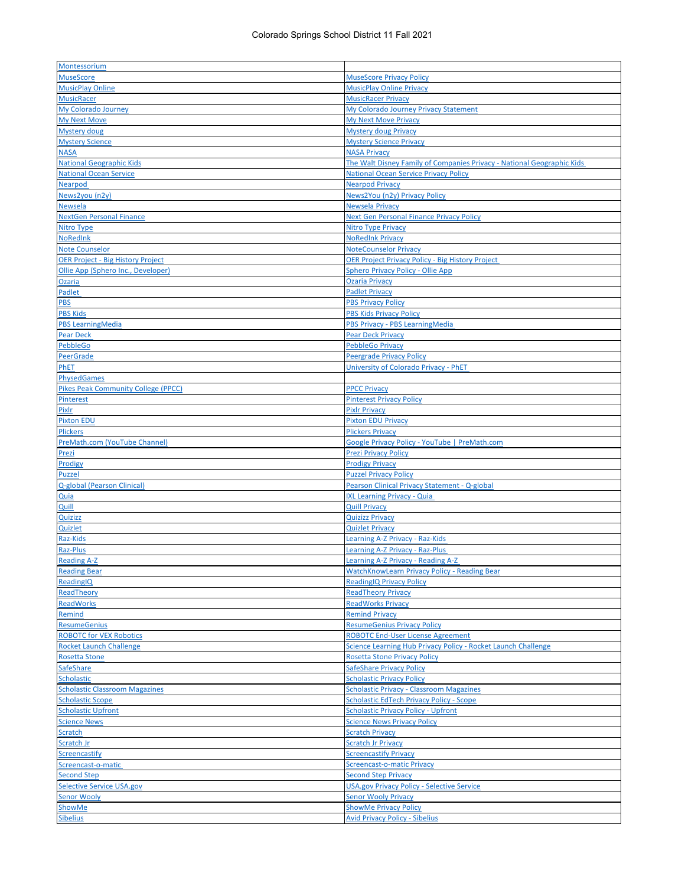| | |
|---|---|
| Montessorium | |
| MuseScore | MuseScore Privacy Policy |
| MusicPlay Online | MusicPlay Online Privacy |
| MusicRacer | MusicRacer Privacy |
| My Colorado Journey | My Colorado Journey Privacy Statement |
| My Next Move | My Next Move Privacy |
| Mystery doug | Mystery doug Privacy |
| Mystery Science | Mystery Science Privacy |
| NASA | NASA Privacy |
| National Geographic Kids | The Walt Disney Family of Companies Privacy - National Geographic Kids |
| National Ocean Service | National Ocean Service Privacy Policy |
| Nearpod | Nearpod Privacy |
| News2you (n2y) | News2You (n2y) Privacy Policy |
| Newsela | Newsela Privacy |
| NextGen Personal Finance | Next Gen Personal Finance Privacy Policy |
| Nitro Type | Nitro Type Privacy |
| NoRedInk | NoRedInk Privacy |
| Note Counselor | NoteCounselor Privacy |
| OER Project - Big History Project | OER Project Privacy Policy - Big History Project |
| Ollie App (Sphero Inc., Developer) | Sphero Privacy Policy - Ollie App |
| Ozaria | Ozaria Privacy |
| Padlet | Padlet Privacy |
| PBS | PBS Privacy Policy |
| PBS Kids | PBS Kids Privacy Policy |
| PBS LearningMedia | PBS Privacy - PBS LearningMedia |
| Pear Deck | Pear Deck Privacy |
| PebbleGo | PebbleGo Privacy |
| PeerGrade | Peergrade Privacy Policy |
| PhET | University of Colorado Privacy - PhET |
| PhysedGames | |
| Pikes Peak Community College (PPCC) | PPCC Privacy |
| Pinterest | Pinterest Privacy Policy |
| Pixlr | Pixlr Privacy |
| Pixton EDU | Pixton EDU Privacy |
| Plickers | Plickers Privacy |
| PreMath.com (YouTube Channel) | Google Privacy Policy - YouTube \| PreMath.com |
| Prezi | Prezi Privacy Policy |
| Prodigy | Prodigy Privacy |
| Puzzel | Puzzel Privacy Policy |
| Q-global (Pearson Clinical) | Pearson Clinical Privacy Statement - Q-global |
| Quia | IXL Learning Privacy - Quia |
| Quill | Quill Privacy |
| Quizizz | Quizizz Privacy |
| Quizlet | Quizlet Privacy |
| Raz-Kids | Learning A-Z Privacy - Raz-Kids |
| Raz-Plus | Learning A-Z Privacy - Raz-Plus |
| Reading A-Z | Learning A-Z Privacy - Reading A-Z |
| Reading Bear | WatchKnowLearn Privacy Policy - Reading Bear |
| ReadingIQ | ReadingIQ Privacy Policy |
| ReadTheory | ReadTheory Privacy |
| ReadWorks | ReadWorks Privacy |
| Remind | Remind Privacy |
| ResumeGenius | ResumeGenius Privacy Policy |
| ROBOTC for VEX Robotics | ROBOTC End-User License Agreement |
| Rocket Launch Challenge | Science Learning Hub Privacy Policy - Rocket Launch Challenge |
| Rosetta Stone | Rosetta Stone Privacy Policy |
| SafeShare | SafeShare Privacy Policy |
| Scholastic | Scholastic Privacy Policy |
| Scholastic Classroom Magazines | Scholastic Privacy - Classroom Magazines |
| Scholastic Scope | Scholastic EdTech Privacy Policy - Scope |
| Scholastic Upfront | Scholastic Privacy Policy - Upfront |
| Science News | Science News Privacy Policy |
| Scratch | Scratch Privacy |
| Scratch Jr | Scratch Jr Privacy |
| Screencastify | Screencastify Privacy |
| Screencast-o-matic | Screencast-o-matic Privacy |
| Second Step | Second Step Privacy |
| Selective Service USA.gov | USA.gov Privacy Policy - Selective Service |
| Senor Wooly | Senor Wooly Privacy |
| ShowMe | ShowMe Privacy Policy |
| Sibelius | Avid Privacy Policy - Sibelius |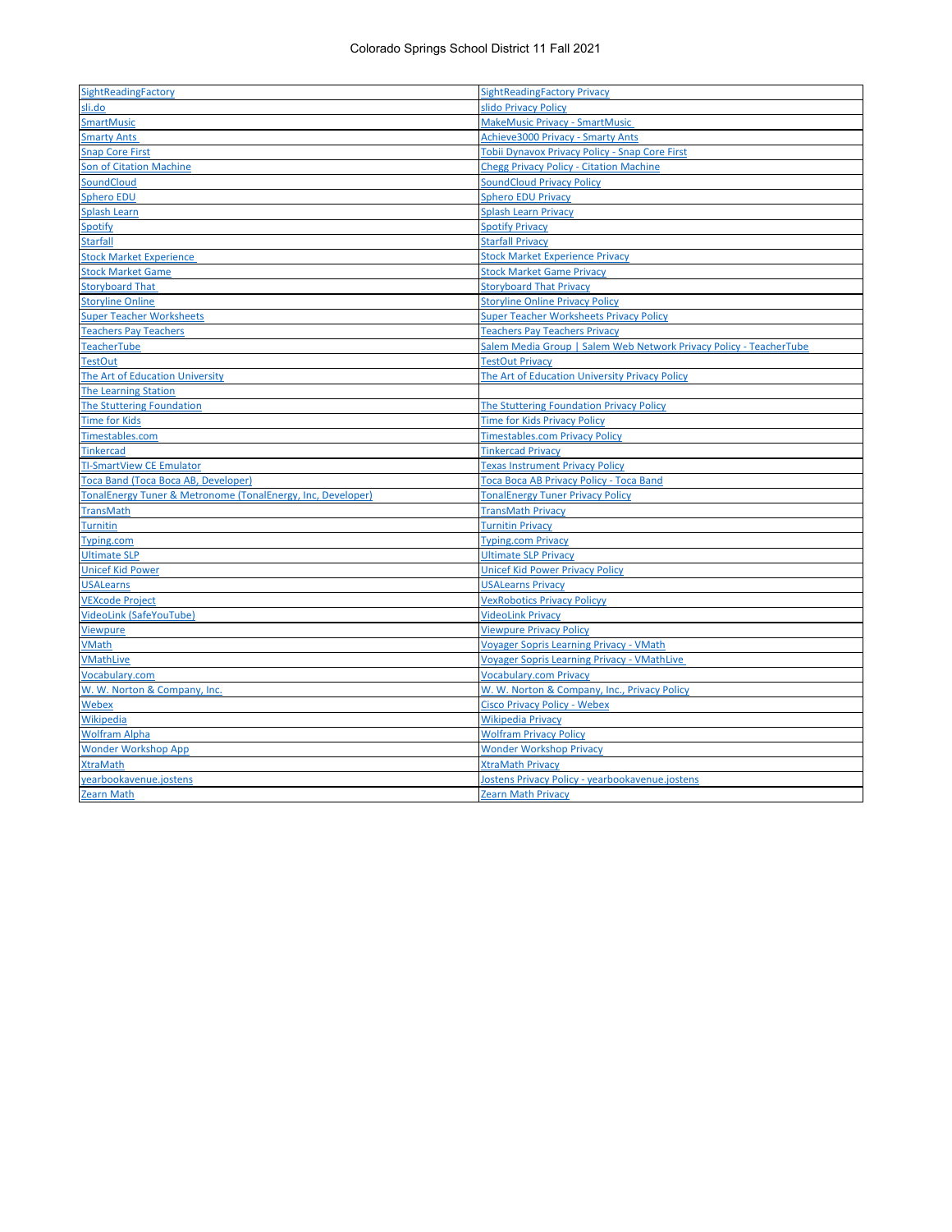| | |
|---|---|
| SightReadingFactory | SightReadingFactory Privacy |
| sli.do | slido Privacy Policy |
| SmartMusic | MakeMusic Privacy - SmartMusic |
| Smarty Ants | Achieve3000 Privacy - Smarty Ants |
| Snap Core First | Tobii Dynavox Privacy Policy - Snap Core First |
| Son of Citation Machine | Chegg Privacy Policy - Citation Machine |
| SoundCloud | SoundCloud Privacy Policy |
| Sphero EDU | Sphero EDU Privacy |
| Splash Learn | Splash Learn Privacy |
| Spotify | Spotify Privacy |
| Starfall | Starfall Privacy |
| Stock Market Experience | Stock Market Experience Privacy |
| Stock Market Game | Stock Market Game Privacy |
| Storyboard That | Storyboard That Privacy |
| Storyline Online | Storyline Online Privacy Policy |
| Super Teacher Worksheets | Super Teacher Worksheets Privacy Policy |
| Teachers Pay Teachers | Teachers Pay Teachers Privacy |
| TeacherTube | Salem Media Group \| Salem Web Network Privacy Policy - TeacherTube |
| TestOut | TestOut Privacy |
| The Art of Education University | The Art of Education University Privacy Policy |
| The Learning Station | |
| The Stuttering Foundation | The Stuttering Foundation Privacy Policy |
| Time for Kids | Time for Kids Privacy Policy |
| Timestables.com | Timestables.com Privacy Policy |
| Tinkercad | Tinkercad Privacy |
| TI-SmartView CE Emulator | Texas Instrument Privacy Policy |
| Toca Band (Toca Boca AB, Developer) | Toca Boca AB Privacy Policy - Toca Band |
| TonalEnergy Tuner & Metronome (TonalEnergy, Inc, Developer) | TonalEnergy Tuner Privacy Policy |
| TransMath | TransMath Privacy |
| Turnitin | Turnitin Privacy |
| Typing.com | Typing.com Privacy |
| Ultimate SLP | Ultimate SLP Privacy |
| Unicef Kid Power | Unicef Kid Power Privacy Policy |
| USALearns | USALearns Privacy |
| VEXcode Project | VexRobotics Privacy Policyy |
| VideoLink (SafeYouTube) | VideoLink Privacy |
| Viewpure | Viewpure Privacy Policy |
| VMath | Voyager Sopris Learning Privacy - VMath |
| VMathLive | Voyager Sopris Learning Privacy - VMathLive |
| Vocabulary.com | Vocabulary.com Privacy |
| W. W. Norton & Company, Inc. | W. W. Norton & Company, Inc., Privacy Policy |
| Webex | Cisco Privacy Policy - Webex |
| Wikipedia | Wikipedia Privacy |
| Wolfram Alpha | Wolfram Privacy Policy |
| Wonder Workshop App | Wonder Workshop Privacy |
| XtraMath | XtraMath Privacy |
| yearbookavenue.jostens | Jostens Privacy Policy - yearbookavenue.jostens |
| Zearn Math | Zearn Math Privacy |